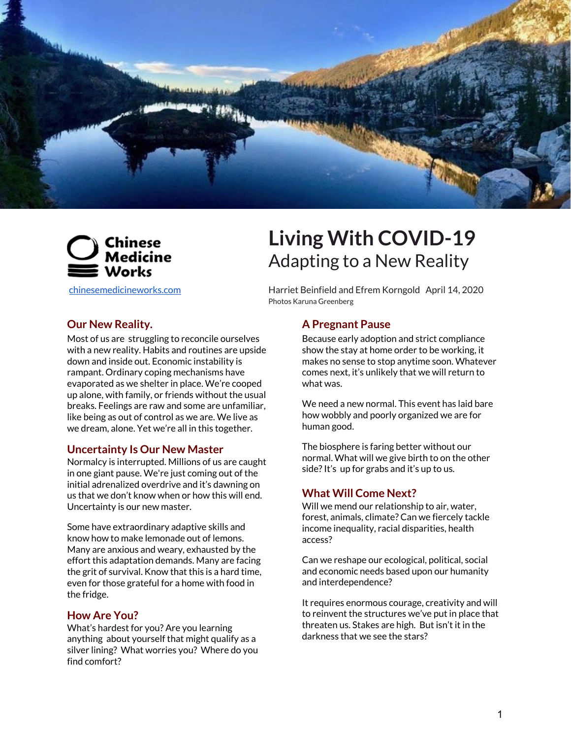Chinese Medicine Works

chinesemedicineworks.com

# Living With COVID-19

## Adapting to a New Reality

Harriet Beinfield and Efrem Korngold April 14, 2020

Photos Karuna Greenberg

### Our New Reality.

Most of us are struggling to reconcile ourselves with a new reality. Habits and routines are upside down and inside out. Economic instability is rampant. Ordinary coping mechanisms have evaporated as we shelter in place. We're cooped up alone, with family, or friends without the usual breaks. Feelings are raw and some are unfamiliar, like being as out of control as we are. We live as we dream, alone. Yet we're all in this together.

### Uncertainty Is Our New Master

Normalcy is interrupted. Millions of us are caught in one giant pause. We're just coming out of the initial adrenalized overdrive and it's dawning on us that we don't know when or how this will end. Uncertainty is our new master.

Some have extraordinary adaptive skills and know how to make lemonade out of lemons. Many are anxious and weary, exhausted by the effort this adaptation demands. Many are facing the grit of survival. Know that this is a hard time, even for those grateful for a home with food in the fridge.

### How Are You?

What's hardest for you? Are you learning anything about yourself that might qualify as a silver lining? What worries you? Where do you find comfort?

### A Pregnant Pause

Because early adoption and strict compliance show the stay at home order to be working, it makes no sense to stop anytime soon. Whatever comes next, it's unlikely that we will return to what was.

We need a new normal. This event has laid bare how wobbly and poorly organized we are for human good.

The biosphere is faring better without our normal. What will we give birth to on the other side? It's up for grabs and it's up to us.

### What Will Come Next?

Will we mend our relationship to air, water, forest, animals, climate? Can we fiercely tackle income inequality, racial disparities, health access?

Can we reshape our ecological, political, social and economic needs based upon our humanity and interdependence?

It requires enormous courage, creativity and will to reinvent the structures we've put in place that threaten us. Stakes are high. But isn't it in the darkness that we see the stars?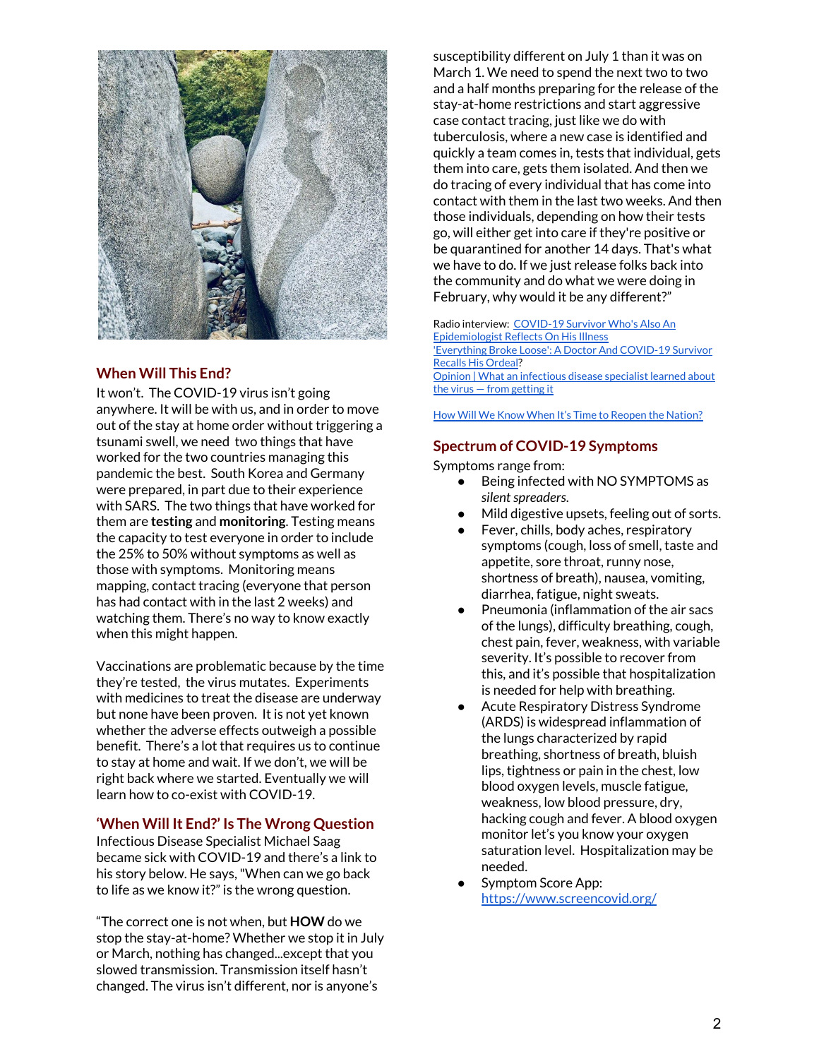## When Will This End?

It won't. The COVID-19 virus isn't going anywhere. It will be with us, and in order to move out of the stay at home order without triggering a tsunami swell, we need two things that have worked for the two countries managing this pandemic the best. South Korea and Germany were prepared, in part due to their experience with SARS. The two things that have worked for them are **testing** and **monitoring**. Testing means the capacity to test everyone in order to include the 25% to 50% without symptoms as well as those with symptoms. Monitoring means mapping, contact tracing (everyone that person has had contact with in the last 2 weeks) and watching them. There's no way to know exactly when this might happen.

Vaccinations are problematic because by the time they're tested, the virus mutates. Experiments with medicines to treat the disease are underway but none have been proven. It is not yet known whether the adverse effects outweigh a possible benefit. There's a lot that requires us to continue to stay at home and wait. If we don't, we will be right back where we started. Eventually we will learn how to co-exist with COVID-19.

## 'When Will It End?' Is The Wrong Question

Infectious Disease Specialist Michael Saag became sick with COVID-19 and there's a link to his story below. He says, "When can we go back to life as we know it?" is the wrong question.

"The correct one is not when, but **HOW** do we stop the stay-at-home? Whether we stop it in July or March, nothing has changed...except that you slowed transmission. Transmission itself hasn't changed. The virus isn't different, nor is anyone's susceptibility different on July 1 than it was on March 1. We need to spend the next two to two and a half months preparing for the release of the stay-at-home restrictions and start aggressive case contact tracing, just like we do with tuberculosis, where a new case is identified and quickly a team comes in, tests that individual, gets them into care, gets them isolated. And then we do tracing of every individual that has come into contact with them in the last two weeks. And then those individuals, depending on how their tests go, will either get into care if they're positive or be quarantined for another 14 days. That's what we have to do. If we just release folks back into the community and do what we were doing in February, why would it be any different?"

Radio interview: COVID-19 Survivor Who's Also An Epidemiologist Reflects On His Illness
'Everything Broke Loose': A Doctor And COVID-19 Survivor Recalls His Ordeal?
Opinion | What an infectious disease specialist learned about the virus — from getting it

How Will We Know When It's Time to Reopen the Nation?

## Spectrum of COVID-19 Symptoms

Symptoms range from:

- Being infected with NO SYMPTOMS as *silent spreaders.*
- Mild digestive upsets, feeling out of sorts.
- Fever, chills, body aches, respiratory symptoms (cough, loss of smell, taste and appetite, sore throat, runny nose, shortness of breath), nausea, vomiting, diarrhea, fatigue, night sweats.
- Pneumonia (inflammation of the air sacs of the lungs), difficulty breathing, cough, chest pain, fever, weakness, with variable severity. It's possible to recover from this, and it's possible that hospitalization is needed for help with breathing.
- Acute Respiratory Distress Syndrome (ARDS) is widespread inflammation of the lungs characterized by rapid breathing, shortness of breath, bluish lips, tightness or pain in the chest, low blood oxygen levels, muscle fatigue, weakness, low blood pressure, dry, hacking cough and fever. A blood oxygen monitor let's you know your oxygen saturation level. Hospitalization may be needed.
- Symptom Score App: https://www.screencovid.org/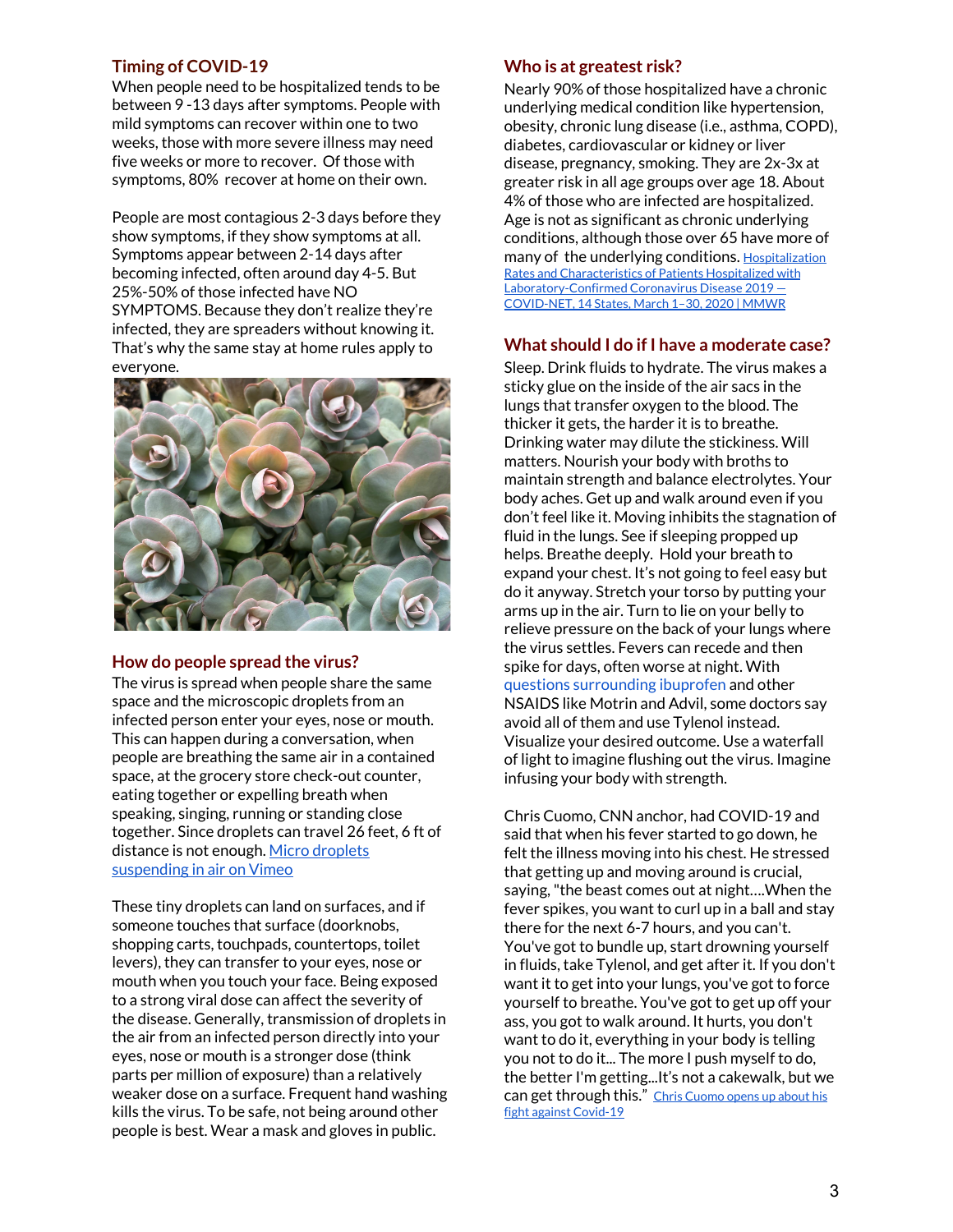## Timing of COVID-19

When people need to be hospitalized tends to be between 9 -13 days after symptoms. People with mild symptoms can recover within one to two weeks, those with more severe illness may need five weeks or more to recover. Of those with symptoms, 80% recover at home on their own.

People are most contagious 2-3 days before they show symptoms, if they show symptoms at all. Symptoms appear between 2-14 days after becoming infected, often around day 4-5. But 25%-50% of those infected have NO SYMPTOMS. Because they don't realize they're infected, they are spreaders without knowing it. That's why the same stay at home rules apply to everyone.

## How do people spread the virus?

The virus is spread when people share the same space and the microscopic droplets from an infected person enter your eyes, nose or mouth. This can happen during a conversation, when people are breathing the same air in a contained space, at the grocery store check-out counter, eating together or expelling breath when speaking, singing, running or standing close together. Since droplets can travel 26 feet, 6 ft of distance is not enough. Micro droplets suspending in air on Vimeo

These tiny droplets can land on surfaces, and if someone touches that surface (doorknobs, shopping carts, touchpads, countertops, toilet levers), they can transfer to your eyes, nose or mouth when you touch your face. Being exposed to a strong viral dose can affect the severity of the disease. Generally, transmission of droplets in the air from an infected person directly into your eyes, nose or mouth is a stronger dose (think parts per million of exposure) than a relatively weaker dose on a surface. Frequent hand washing kills the virus. To be safe, not being around other people is best. Wear a mask and gloves in public.

## Who is at greatest risk?

Nearly 90% of those hospitalized have a chronic underlying medical condition like hypertension, obesity, chronic lung disease (i.e., asthma, COPD), diabetes, cardiovascular or kidney or liver disease, pregnancy, smoking. They are 2x-3x at greater risk in all age groups over age 18. About 4% of those who are infected are hospitalized. Age is not as significant as chronic underlying conditions, although those over 65 have more of many of the underlying conditions. Hospitalization Rates and Characteristics of Patients Hospitalized with Laboratory-Confirmed Coronavirus Disease 2019 — COVID-NET, 14 States, March 1–30, 2020 | MMWR

## What should I do if I have a moderate case?

Sleep. Drink fluids to hydrate. The virus makes a sticky glue on the inside of the air sacs in the lungs that transfer oxygen to the blood. The thicker it gets, the harder it is to breathe. Drinking water may dilute the stickiness. Will matters. Nourish your body with broths to maintain strength and balance electrolytes. Your body aches. Get up and walk around even if you don't feel like it. Moving inhibits the stagnation of fluid in the lungs. See if sleeping propped up helps. Breathe deeply. Hold your breath to expand your chest. It's not going to feel easy but do it anyway. Stretch your torso by putting your arms up in the air. Turn to lie on your belly to relieve pressure on the back of your lungs where the virus settles. Fevers can recede and then spike for days, often worse at night. With questions surrounding ibuprofen and other NSAIDS like Motrin and Advil, some doctors say avoid all of them and use Tylenol instead. Visualize your desired outcome. Use a waterfall of light to imagine flushing out the virus. Imagine infusing your body with strength.

Chris Cuomo, CNN anchor, had COVID-19 and said that when his fever started to go down, he felt the illness moving into his chest. He stressed that getting up and moving around is crucial, saying, "the beast comes out at night….When the fever spikes, you want to curl up in a ball and stay there for the next 6-7 hours, and you can't. You've got to bundle up, start drowning yourself in fluids, take Tylenol, and get after it. If you don't want it to get into your lungs, you've got to force yourself to breathe. You've got to get up off your ass, you got to walk around. It hurts, you don't want to do it, everything in your body is telling you not to do it... The more I push myself to do, the better I'm getting...It's not a cakewalk, but we can get through this." Chris Cuomo opens up about his fight against Covid-19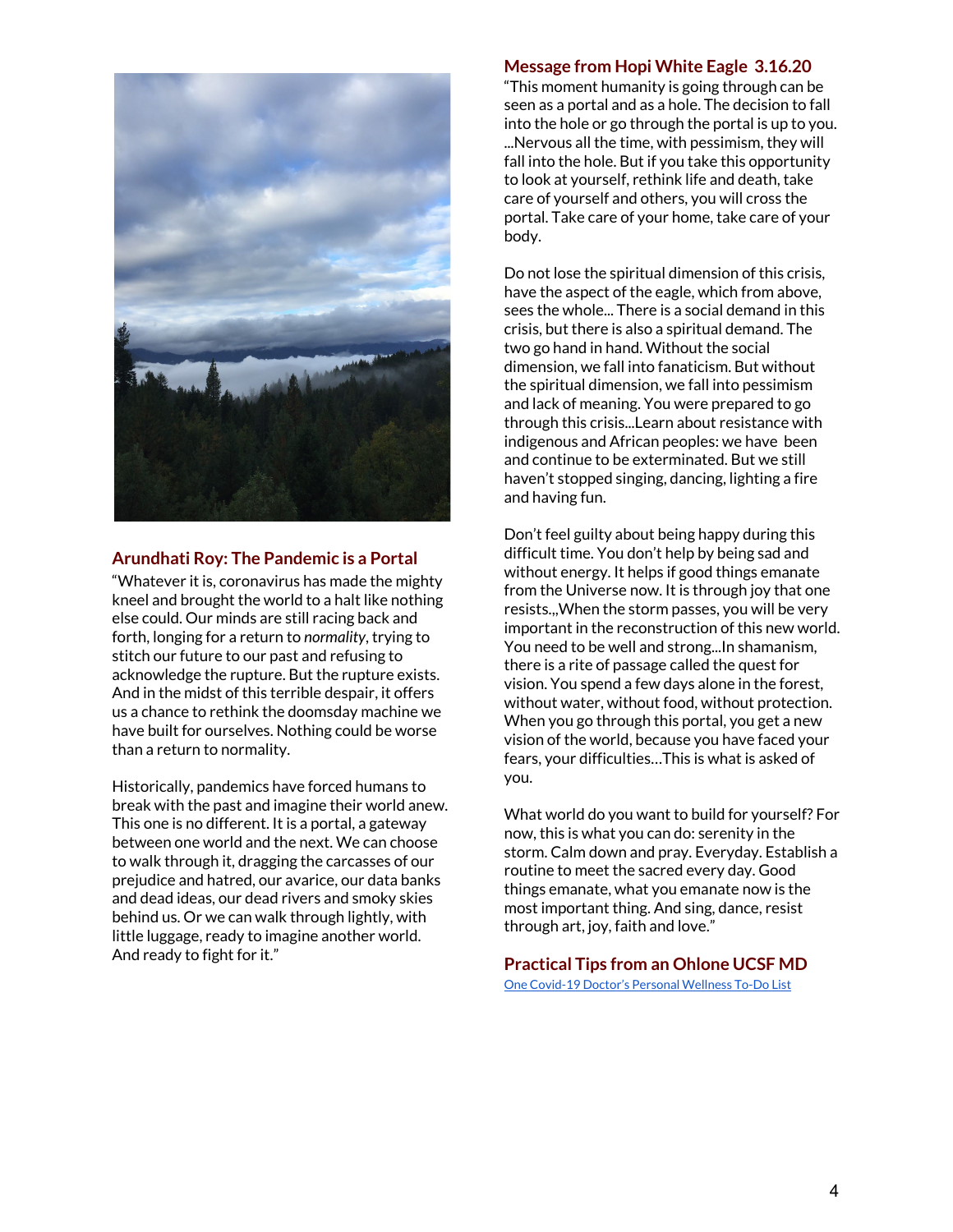## Arundhati Roy: The Pandemic is a Portal

"Whatever it is, coronavirus has made the mighty kneel and brought the world to a halt like nothing else could. Our minds are still racing back and forth, longing for a return to *normality*, trying to stitch our future to our past and refusing to acknowledge the rupture. But the rupture exists. And in the midst of this terrible despair, it offers us a chance to rethink the doomsday machine we have built for ourselves. Nothing could be worse than a return to normality.

Historically, pandemics have forced humans to break with the past and imagine their world anew. This one is no different. It is a portal, a gateway between one world and the next. We can choose to walk through it, dragging the carcasses of our prejudice and hatred, our avarice, our data banks and dead ideas, our dead rivers and smoky skies behind us. Or we can walk through lightly, with little luggage, ready to imagine another world. And ready to fight for it."

## Message from Hopi White Eagle 3.16.20

"This moment humanity is going through can be seen as a portal and as a hole. The decision to fall into the hole or go through the portal is up to you. ...Nervous all the time, with pessimism, they will fall into the hole. But if you take this opportunity to look at yourself, rethink life and death, take care of yourself and others, you will cross the portal. Take care of your home, take care of your body.

Do not lose the spiritual dimension of this crisis, have the aspect of the eagle, which from above, sees the whole... There is a social demand in this crisis, but there is also a spiritual demand. The two go hand in hand. Without the social dimension, we fall into fanaticism. But without the spiritual dimension, we fall into pessimism and lack of meaning. You were prepared to go through this crisis...Learn about resistance with indigenous and African peoples: we have been and continue to be exterminated. But we still haven't stopped singing, dancing, lighting a fire and having fun.

Don't feel guilty about being happy during this difficult time. You don't help by being sad and without energy. It helps if good things emanate from the Universe now. It is through joy that one resists..,When the storm passes, you will be very important in the reconstruction of this new world. You need to be well and strong...In shamanism, there is a rite of passage called the quest for vision. You spend a few days alone in the forest, without water, without food, without protection. When you go through this portal, you get a new vision of the world, because you have faced your fears, your difficulties…This is what is asked of you.

What world do you want to build for yourself? For now, this is what you can do: serenity in the storm. Calm down and pray. Everyday. Establish a routine to meet the sacred every day. Good things emanate, what you emanate now is the most important thing. And sing, dance, resist through art, joy, faith and love."

## Practical Tips from an Ohlone UCSF MD

One Covid-19 Doctor's Personal Wellness To-Do List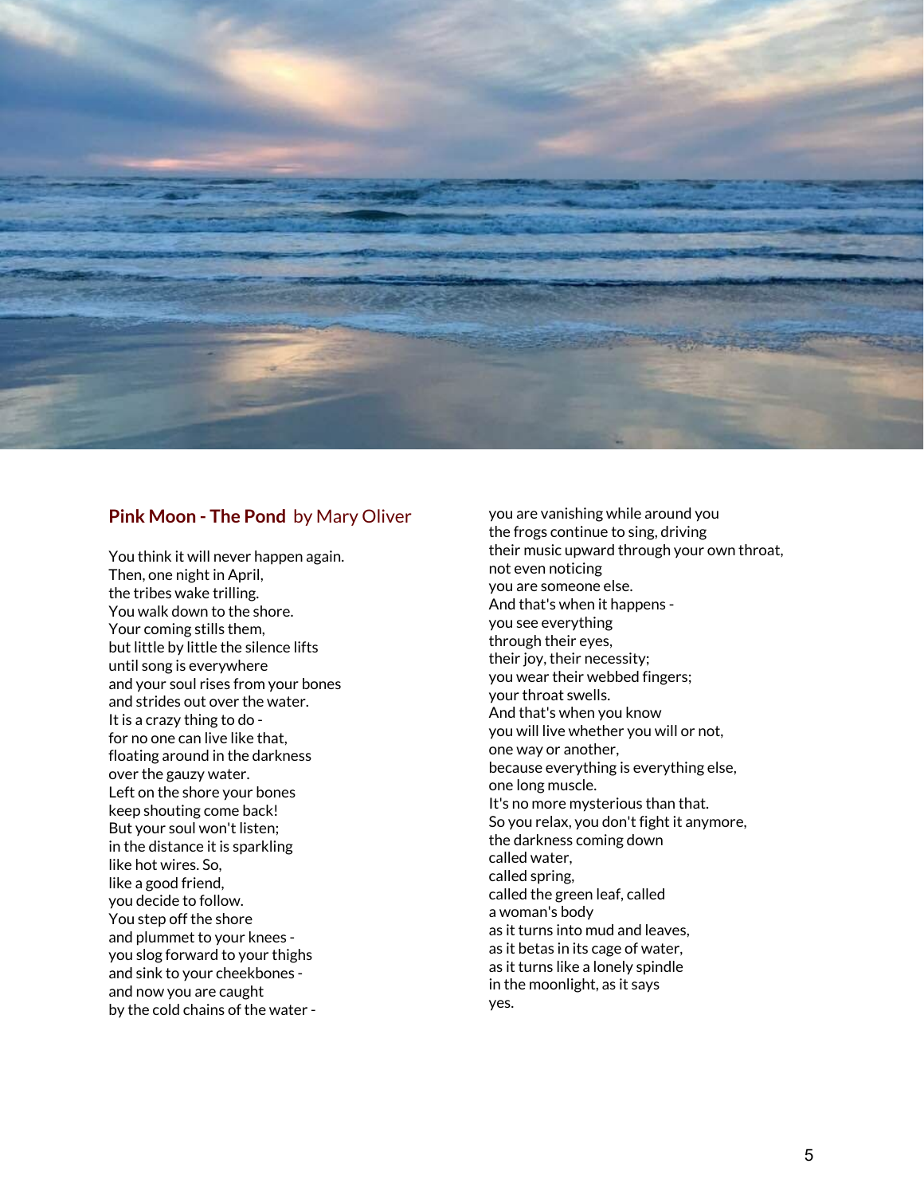## **Pink Moon - The Pond** by Mary Oliver

You think it will never happen again.  
Then, one night in April,  
the tribes wake trilling.  
You walk down to the shore.  
Your coming stills them,  
but little by little the silence lifts  
until song is everywhere  
and your soul rises from your bones  
and strides out over the water.  
It is a crazy thing to do -  
for no one can live like that,  
floating around in the darkness  
over the gauzy water.  
Left on the shore your bones  
keep shouting come back!  
But your soul won't listen;  
in the distance it is sparkling  
like hot wires. So,  
like a good friend,  
you decide to follow.  
You step off the shore  
and plummet to your knees -  
you slog forward to your thighs  
and sink to your cheekbones -  
and now you are caught  
by the cold chains of the water -  
you are vanishing while around you  
the frogs continue to sing, driving  
their music upward through your own throat,  
not even noticing  
you are someone else.  
And that's when it happens -  
you see everything  
through their eyes,  
their joy, their necessity;  
you wear their webbed fingers;  
your throat swells.  
And that's when you know  
you will live whether you will or not,  
one way or another,  
because everything is everything else,  
one long muscle.  
It's no more mysterious than that.  
So you relax, you don't fight it anymore,  
the darkness coming down  
called water,  
called spring,  
called the green leaf, called  
a woman's body  
as it turns into mud and leaves,  
as it betas in its cage of water,  
as it turns like a lonely spindle  
in the moonlight, as it says  
yes.